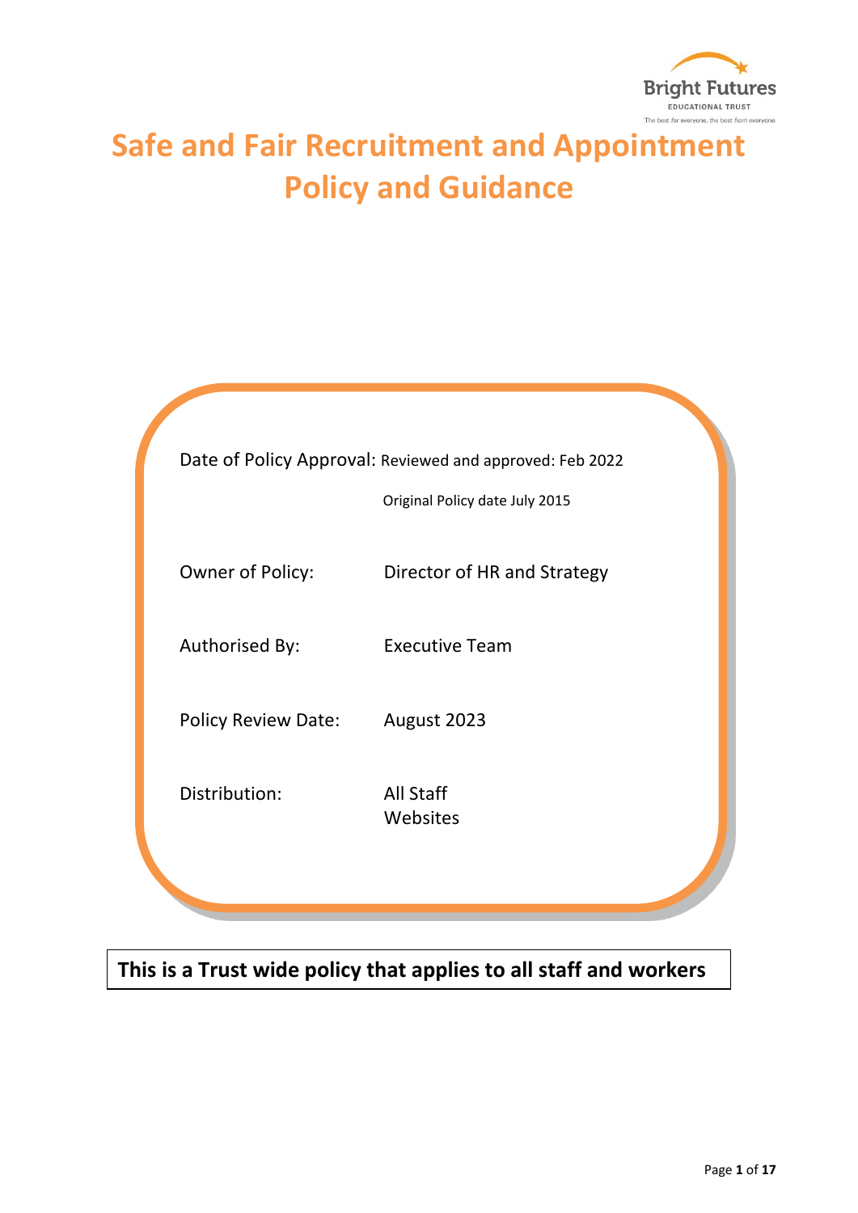Bright Futures

EDUCATIONAL TRUST

The best *for* everyone, the best *from* everyone

# Safe and Fair Recruitment and Appointment Policy and Guidance

| | |
|---|---|
| Date of Policy Approval: | Reviewed and approved: Feb 2022 |
| | Original Policy date July 2015 |
| Owner of Policy: | Director of HR and Strategy |
| Authorised By: | Executive Team |
| Policy Review Date: | August 2023 |
| Distribution: | All Staff<br>Websites |

**This is a Trust wide policy that applies to all staff and workers**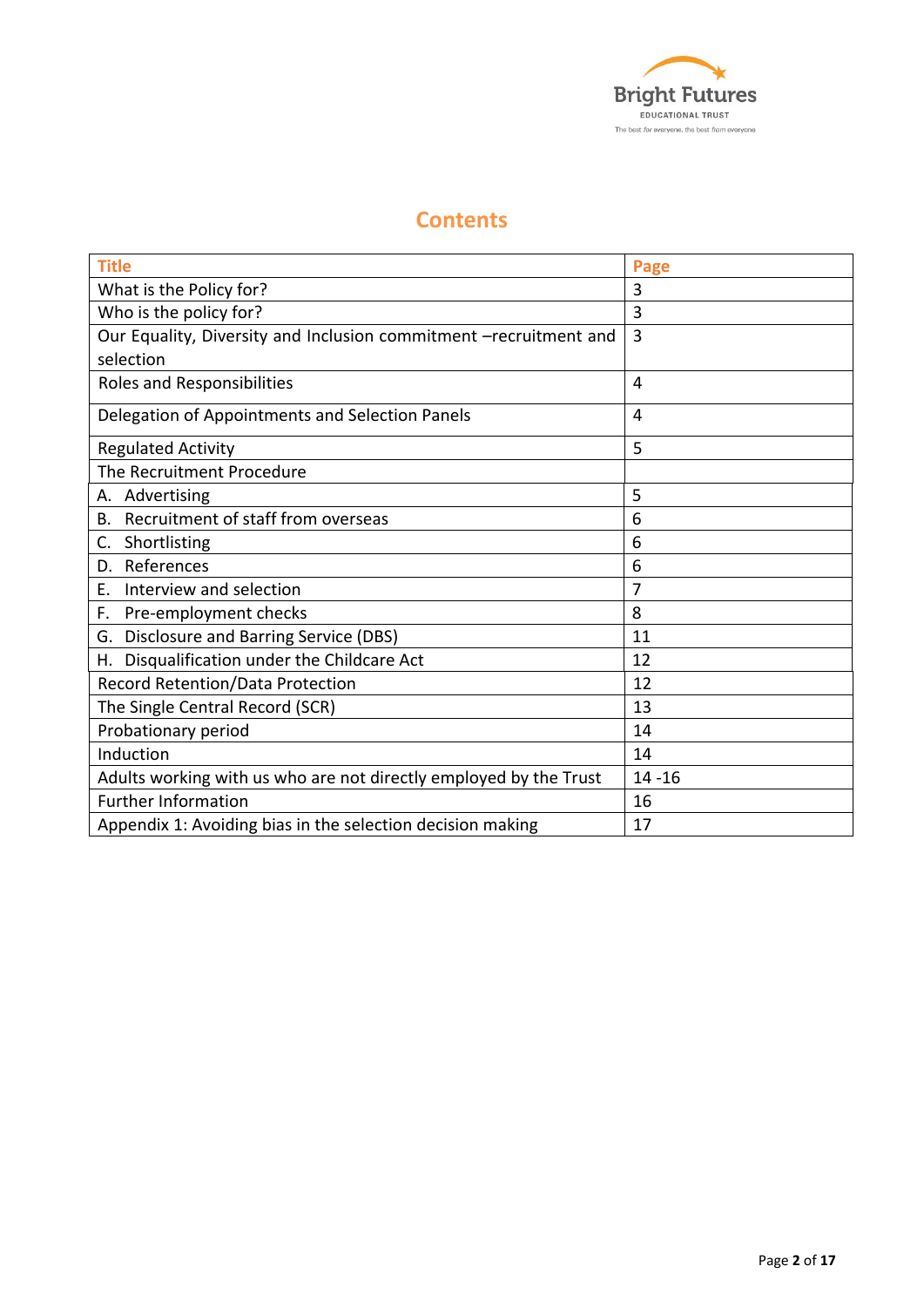# Contents

| Title | Page |
|---|---|
| What is the Policy for? | 3 |
| Who is the policy for? | 3 |
| Our Equality, Diversity and Inclusion commitment –recruitment and selection | 3 |
| Roles and Responsibilities | 4 |
| Delegation of Appointments and Selection Panels | 4 |
| Regulated Activity | 5 |
| The Recruitment Procedure | |
| A. Advertising | 5 |
| B. Recruitment of staff from overseas | 6 |
| C. Shortlisting | 6 |
| D. References | 6 |
| E. Interview and selection | 7 |
| F. Pre-employment checks | 8 |
| G. Disclosure and Barring Service (DBS) | 11 |
| H. Disqualification under the Childcare Act | 12 |
| Record Retention/Data Protection | 12 |
| The Single Central Record (SCR) | 13 |
| Probationary period | 14 |
| Induction | 14 |
| Adults working with us who are not directly employed by the Trust | 14 -16 |
| Further Information | 16 |
| Appendix 1: Avoiding bias in the selection decision making | 17 |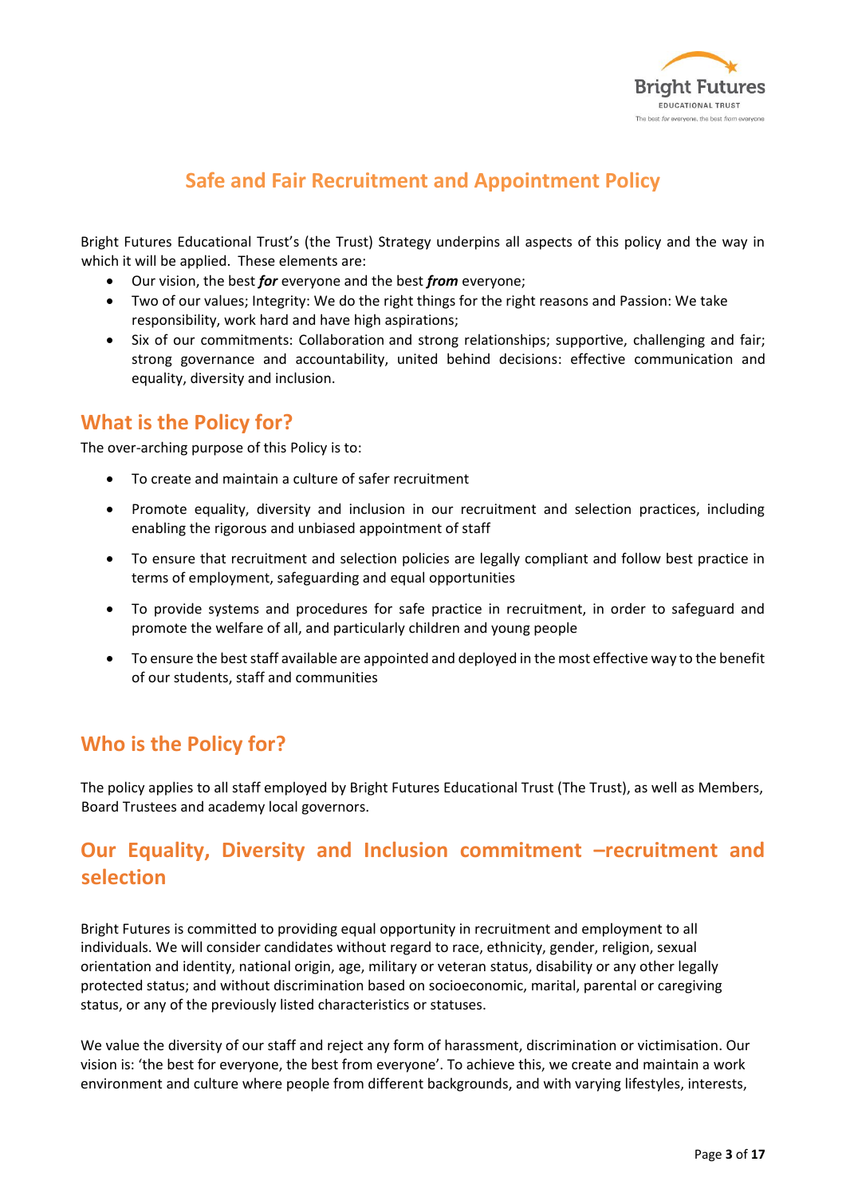# Safe and Fair Recruitment and Appointment Policy

Bright Futures Educational Trust's (the Trust) Strategy underpins all aspects of this policy and the way in which it will be applied. These elements are:

- Our vision, the best ***for*** everyone and the best ***from*** everyone;
- Two of our values; Integrity: We do the right things for the right reasons and Passion: We take responsibility, work hard and have high aspirations;
- Six of our commitments: Collaboration and strong relationships; supportive, challenging and fair; strong governance and accountability, united behind decisions: effective communication and equality, diversity and inclusion.

## What is the Policy for?

The over-arching purpose of this Policy is to:

- To create and maintain a culture of safer recruitment
- Promote equality, diversity and inclusion in our recruitment and selection practices, including enabling the rigorous and unbiased appointment of staff
- To ensure that recruitment and selection policies are legally compliant and follow best practice in terms of employment, safeguarding and equal opportunities
- To provide systems and procedures for safe practice in recruitment, in order to safeguard and promote the welfare of all, and particularly children and young people
- To ensure the best staff available are appointed and deployed in the most effective way to the benefit of our students, staff and communities

## Who is the Policy for?

The policy applies to all staff employed by Bright Futures Educational Trust (The Trust), as well as Members, Board Trustees and academy local governors.

## Our Equality, Diversity and Inclusion commitment –recruitment and selection

Bright Futures is committed to providing equal opportunity in recruitment and employment to all individuals. We will consider candidates without regard to race, ethnicity, gender, religion, sexual orientation and identity, national origin, age, military or veteran status, disability or any other legally protected status; and without discrimination based on socioeconomic, marital, parental or caregiving status, or any of the previously listed characteristics or statuses.

We value the diversity of our staff and reject any form of harassment, discrimination or victimisation. Our vision is: 'the best for everyone, the best from everyone'. To achieve this, we create and maintain a work environment and culture where people from different backgrounds, and with varying lifestyles, interests,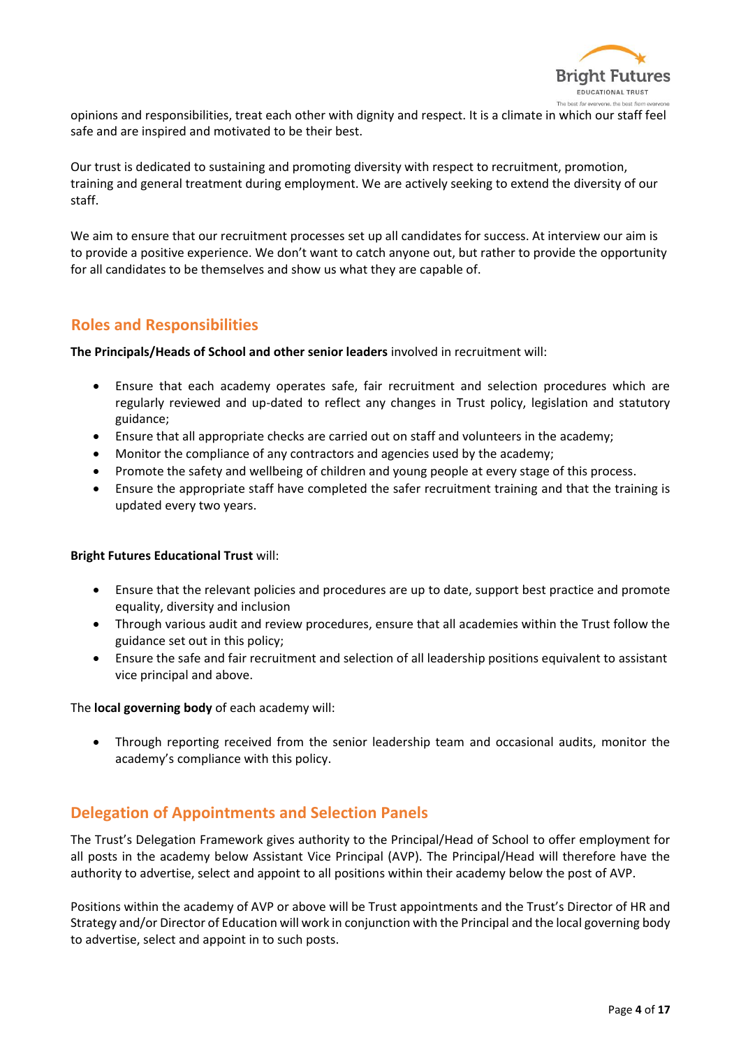opinions and responsibilities, treat each other with dignity and respect. It is a climate in which our staff feel safe and are inspired and motivated to be their best.

Our trust is dedicated to sustaining and promoting diversity with respect to recruitment, promotion, training and general treatment during employment. We are actively seeking to extend the diversity of our staff.

We aim to ensure that our recruitment processes set up all candidates for success. At interview our aim is to provide a positive experience. We don't want to catch anyone out, but rather to provide the opportunity for all candidates to be themselves and show us what they are capable of.

## Roles and Responsibilities

**The Principals/Heads of School and other senior leaders** involved in recruitment will:

- Ensure that each academy operates safe, fair recruitment and selection procedures which are regularly reviewed and up-dated to reflect any changes in Trust policy, legislation and statutory guidance;
- Ensure that all appropriate checks are carried out on staff and volunteers in the academy;
- Monitor the compliance of any contractors and agencies used by the academy;
- Promote the safety and wellbeing of children and young people at every stage of this process.
- Ensure the appropriate staff have completed the safer recruitment training and that the training is updated every two years.

**Bright Futures Educational Trust** will:

- Ensure that the relevant policies and procedures are up to date, support best practice and promote equality, diversity and inclusion
- Through various audit and review procedures, ensure that all academies within the Trust follow the guidance set out in this policy;
- Ensure the safe and fair recruitment and selection of all leadership positions equivalent to assistant vice principal and above.

The **local governing body** of each academy will:

- Through reporting received from the senior leadership team and occasional audits, monitor the academy's compliance with this policy.

## Delegation of Appointments and Selection Panels

The Trust's Delegation Framework gives authority to the Principal/Head of School to offer employment for all posts in the academy below Assistant Vice Principal (AVP). The Principal/Head will therefore have the authority to advertise, select and appoint to all positions within their academy below the post of AVP.

Positions within the academy of AVP or above will be Trust appointments and the Trust's Director of HR and Strategy and/or Director of Education will work in conjunction with the Principal and the local governing body to advertise, select and appoint in to such posts.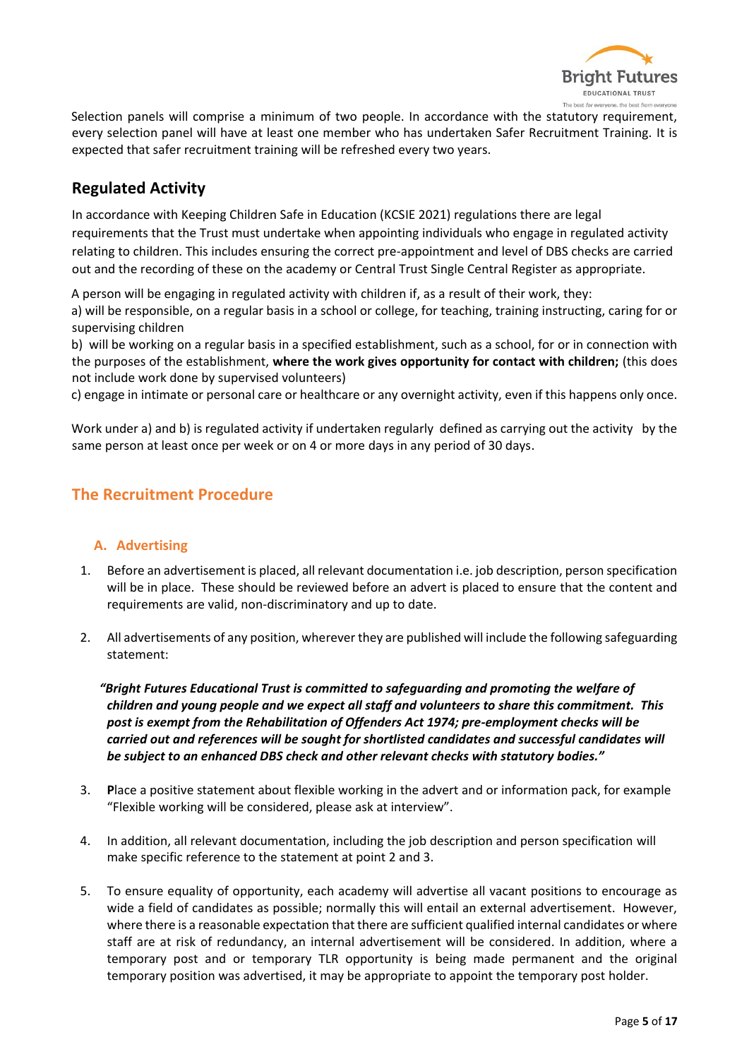Selection panels will comprise a minimum of two people. In accordance with the statutory requirement, every selection panel will have at least one member who has undertaken Safer Recruitment Training. It is expected that safer recruitment training will be refreshed every two years.

## Regulated Activity

In accordance with Keeping Children Safe in Education (KCSIE 2021) regulations there are legal requirements that the Trust must undertake when appointing individuals who engage in regulated activity relating to children. This includes ensuring the correct pre-appointment and level of DBS checks are carried out and the recording of these on the academy or Central Trust Single Central Register as appropriate.

A person will be engaging in regulated activity with children if, as a result of their work, they:
a) will be responsible, on a regular basis in a school or college, for teaching, training instructing, caring for or supervising children
b) will be working on a regular basis in a specified establishment, such as a school, for or in connection with the purposes of the establishment, **where the work gives opportunity for contact with children;** (this does not include work done by supervised volunteers)
c) engage in intimate or personal care or healthcare or any overnight activity, even if this happens only once.

Work under a) and b) is regulated activity if undertaken regularly defined as carrying out the activity by the same person at least once per week or on 4 or more days in any period of 30 days.

## The Recruitment Procedure

### A. Advertising

1. Before an advertisement is placed, all relevant documentation i.e. job description, person specification will be in place. These should be reviewed before an advert is placed to ensure that the content and requirements are valid, non-discriminatory and up to date.

2. All advertisements of any position, wherever they are published will include the following safeguarding statement:

   ***"Bright Futures Educational Trust is committed to safeguarding and promoting the welfare of children and young people and we expect all staff and volunteers to share this commitment. This post is exempt from the Rehabilitation of Offenders Act 1974; pre-employment checks will be carried out and references will be sought for shortlisted candidates and successful candidates will be subject to an enhanced DBS check and other relevant checks with statutory bodies."***

3. **P**lace a positive statement about flexible working in the advert and or information pack, for example "Flexible working will be considered, please ask at interview".

4. In addition, all relevant documentation, including the job description and person specification will make specific reference to the statement at point 2 and 3.

5. To ensure equality of opportunity, each academy will advertise all vacant positions to encourage as wide a field of candidates as possible; normally this will entail an external advertisement. However, where there is a reasonable expectation that there are sufficient qualified internal candidates or where staff are at risk of redundancy, an internal advertisement will be considered. In addition, where a temporary post and or temporary TLR opportunity is being made permanent and the original temporary position was advertised, it may be appropriate to appoint the temporary post holder.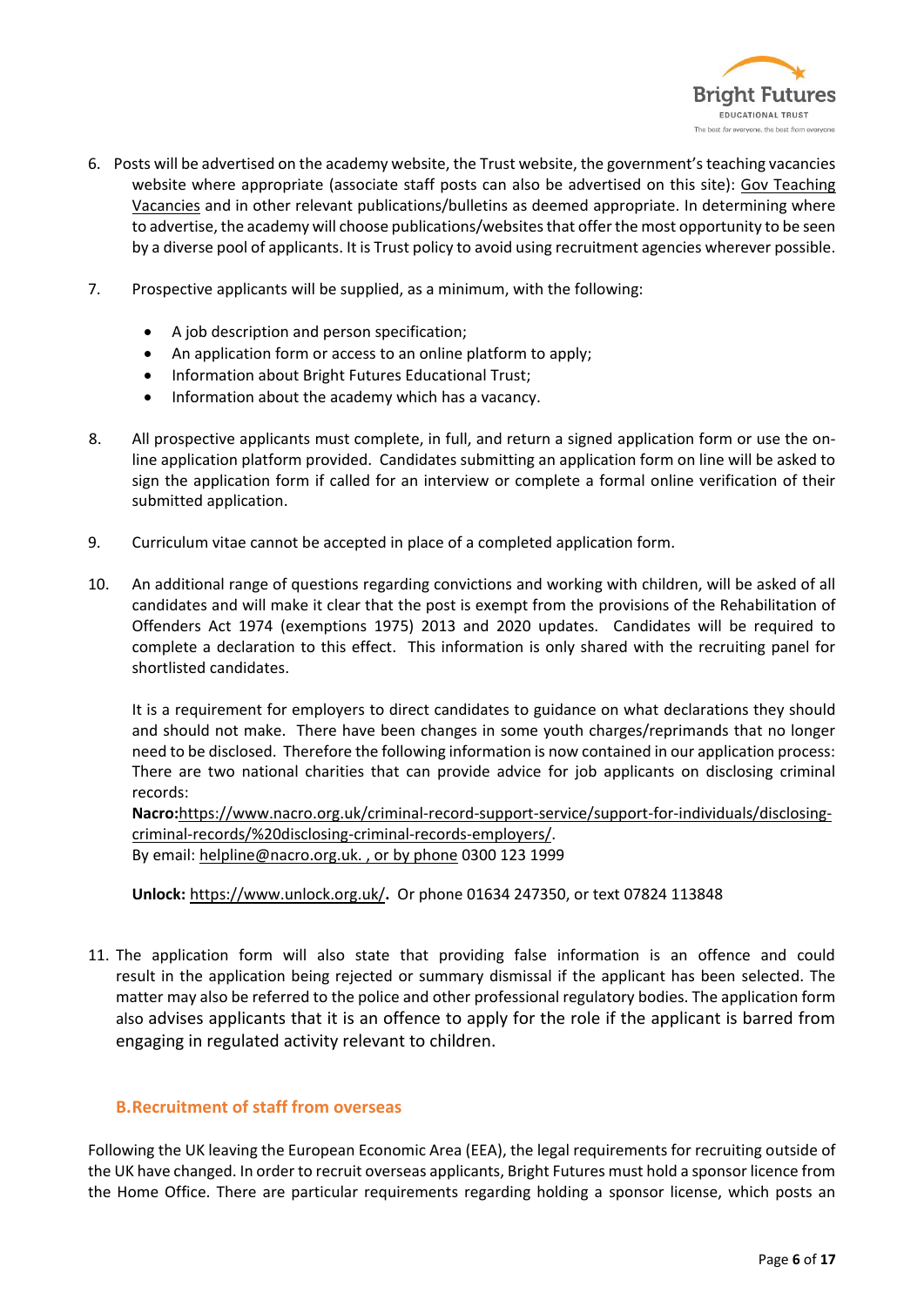6. Posts will be advertised on the academy website, the Trust website, the government's teaching vacancies website where appropriate (associate staff posts can also be advertised on this site): Gov Teaching Vacancies and in other relevant publications/bulletins as deemed appropriate. In determining where to advertise, the academy will choose publications/websites that offer the most opportunity to be seen by a diverse pool of applicants. It is Trust policy to avoid using recruitment agencies wherever possible.

7. Prospective applicants will be supplied, as a minimum, with the following:

   - A job description and person specification;
   - An application form or access to an online platform to apply;
   - Information about Bright Futures Educational Trust;
   - Information about the academy which has a vacancy.

8. All prospective applicants must complete, in full, and return a signed application form or use the on-line application platform provided. Candidates submitting an application form on line will be asked to sign the application form if called for an interview or complete a formal online verification of their submitted application.

9. Curriculum vitae cannot be accepted in place of a completed application form.

10. An additional range of questions regarding convictions and working with children, will be asked of all candidates and will make it clear that the post is exempt from the provisions of the Rehabilitation of Offenders Act 1974 (exemptions 1975) 2013 and 2020 updates. Candidates will be required to complete a declaration to this effect. This information is only shared with the recruiting panel for shortlisted candidates.

    It is a requirement for employers to direct candidates to guidance on what declarations they should and should not make. There have been changes in some youth charges/reprimands that no longer need to be disclosed. Therefore the following information is now contained in our application process: There are two national charities that can provide advice for job applicants on disclosing criminal records:

    **Nacro:**https://www.nacro.org.uk/criminal-record-support-service/support-for-individuals/disclosing-criminal-records/%20disclosing-criminal-records-employers/.
    By email: helpline@nacro.org.uk. , or by phone 0300 123 1999

    **Unlock:** https://www.unlock.org.uk/**.** Or phone 01634 247350, or text 07824 113848

11. The application form will also state that providing false information is an offence and could result in the application being rejected or summary dismissal if the applicant has been selected. The matter may also be referred to the police and other professional regulatory bodies. The application form also advises applicants that it is an offence to apply for the role if the applicant is barred from engaging in regulated activity relevant to children.

## B. Recruitment of staff from overseas

Following the UK leaving the European Economic Area (EEA), the legal requirements for recruiting outside of the UK have changed. In order to recruit overseas applicants, Bright Futures must hold a sponsor licence from the Home Office. There are particular requirements regarding holding a sponsor license, which posts an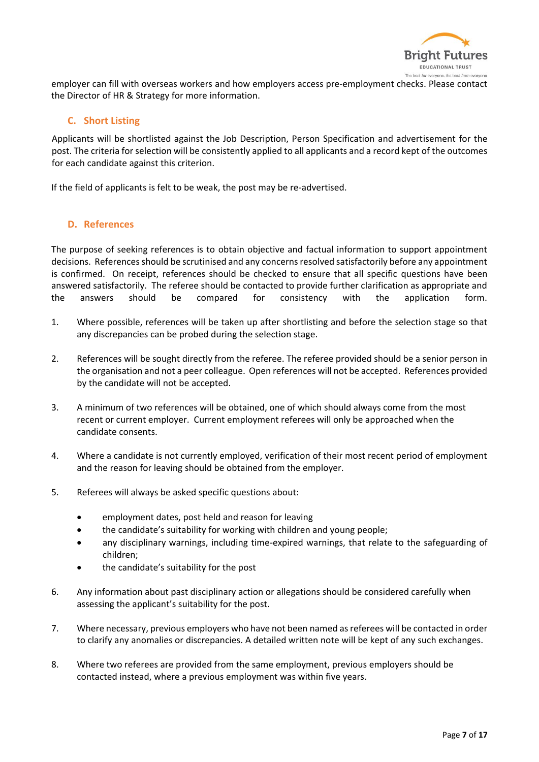employer can fill with overseas workers and how employers access pre-employment checks. Please contact the Director of HR & Strategy for more information.

## C. Short Listing

Applicants will be shortlisted against the Job Description, Person Specification and advertisement for the post. The criteria for selection will be consistently applied to all applicants and a record kept of the outcomes for each candidate against this criterion.

If the field of applicants is felt to be weak, the post may be re-advertised.

## D. References

The purpose of seeking references is to obtain objective and factual information to support appointment decisions. References should be scrutinised and any concerns resolved satisfactorily before any appointment is confirmed. On receipt, references should be checked to ensure that all specific questions have been answered satisfactorily. The referee should be contacted to provide further clarification as appropriate and the answers should be compared for consistency with the application form.

1. Where possible, references will be taken up after shortlisting and before the selection stage so that any discrepancies can be probed during the selection stage.

2. References will be sought directly from the referee. The referee provided should be a senior person in the organisation and not a peer colleague. Open references will not be accepted. References provided by the candidate will not be accepted.

3. A minimum of two references will be obtained, one of which should always come from the most recent or current employer. Current employment referees will only be approached when the candidate consents.

4. Where a candidate is not currently employed, verification of their most recent period of employment and the reason for leaving should be obtained from the employer.

5. Referees will always be asked specific questions about:

   - employment dates, post held and reason for leaving
   - the candidate's suitability for working with children and young people;
   - any disciplinary warnings, including time-expired warnings, that relate to the safeguarding of children;
   - the candidate's suitability for the post

6. Any information about past disciplinary action or allegations should be considered carefully when assessing the applicant's suitability for the post.

7. Where necessary, previous employers who have not been named as referees will be contacted in order to clarify any anomalies or discrepancies. A detailed written note will be kept of any such exchanges.

8. Where two referees are provided from the same employment, previous employers should be contacted instead, where a previous employment was within five years.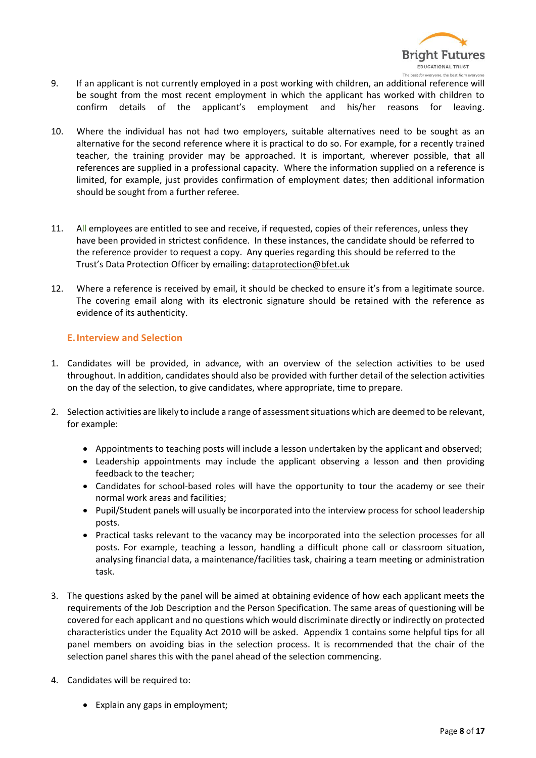9. If an applicant is not currently employed in a post working with children, an additional reference will be sought from the most recent employment in which the applicant has worked with children to confirm details of the applicant's employment and his/her reasons for leaving.

10. Where the individual has not had two employers, suitable alternatives need to be sought as an alternative for the second reference where it is practical to do so. For example, for a recently trained teacher, the training provider may be approached. It is important, wherever possible, that all references are supplied in a professional capacity. Where the information supplied on a reference is limited, for example, just provides confirmation of employment dates; then additional information should be sought from a further referee.

11. All employees are entitled to see and receive, if requested, copies of their references, unless they have been provided in strictest confidence. In these instances, the candidate should be referred to the reference provider to request a copy. Any queries regarding this should be referred to the Trust's Data Protection Officer by emailing: dataprotection@bfet.uk

12. Where a reference is received by email, it should be checked to ensure it's from a legitimate source. The covering email along with its electronic signature should be retained with the reference as evidence of its authenticity.

## E. Interview and Selection

1. Candidates will be provided, in advance, with an overview of the selection activities to be used throughout. In addition, candidates should also be provided with further detail of the selection activities on the day of the selection, to give candidates, where appropriate, time to prepare.

2. Selection activities are likely to include a range of assessment situations which are deemed to be relevant, for example:

   - Appointments to teaching posts will include a lesson undertaken by the applicant and observed;
   - Leadership appointments may include the applicant observing a lesson and then providing feedback to the teacher;
   - Candidates for school-based roles will have the opportunity to tour the academy or see their normal work areas and facilities;
   - Pupil/Student panels will usually be incorporated into the interview process for school leadership posts.
   - Practical tasks relevant to the vacancy may be incorporated into the selection processes for all posts. For example, teaching a lesson, handling a difficult phone call or classroom situation, analysing financial data, a maintenance/facilities task, chairing a team meeting or administration task.

3. The questions asked by the panel will be aimed at obtaining evidence of how each applicant meets the requirements of the Job Description and the Person Specification. The same areas of questioning will be covered for each applicant and no questions which would discriminate directly or indirectly on protected characteristics under the Equality Act 2010 will be asked. Appendix 1 contains some helpful tips for all panel members on avoiding bias in the selection process. It is recommended that the chair of the selection panel shares this with the panel ahead of the selection commencing.

4. Candidates will be required to:

   - Explain any gaps in employment;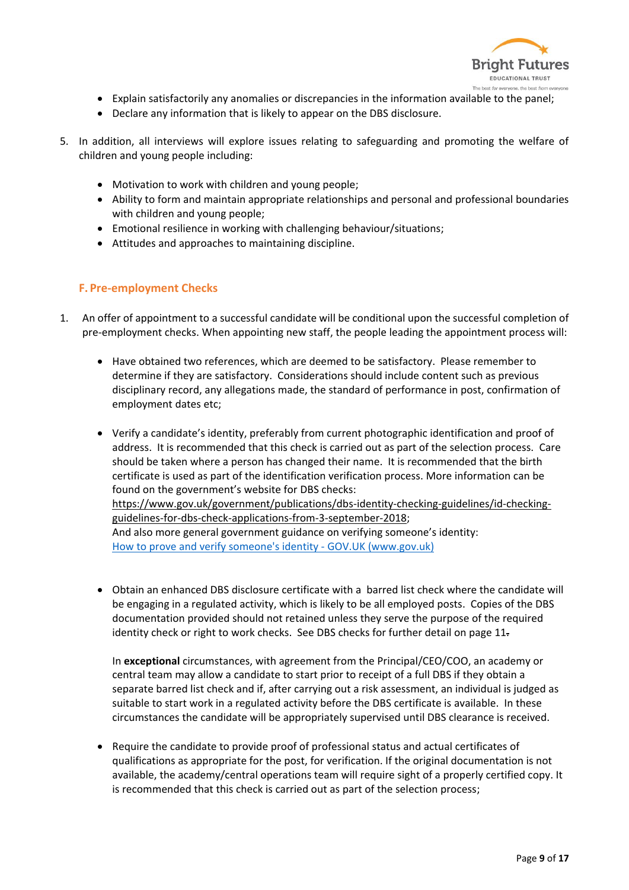- Explain satisfactorily any anomalies or discrepancies in the information available to the panel;
- Declare any information that is likely to appear on the DBS disclosure.

5. In addition, all interviews will explore issues relating to safeguarding and promoting the welfare of children and young people including:

    - Motivation to work with children and young people;
    - Ability to form and maintain appropriate relationships and personal and professional boundaries with children and young people;
    - Emotional resilience in working with challenging behaviour/situations;
    - Attitudes and approaches to maintaining discipline.

## F. Pre-employment Checks

1. An offer of appointment to a successful candidate will be conditional upon the successful completion of pre-employment checks. When appointing new staff, the people leading the appointment process will:

    - Have obtained two references, which are deemed to be satisfactory. Please remember to determine if they are satisfactory. Considerations should include content such as previous disciplinary record, any allegations made, the standard of performance in post, confirmation of employment dates etc;

    - Verify a candidate's identity, preferably from current photographic identification and proof of address. It is recommended that this check is carried out as part of the selection process. Care should be taken where a person has changed their name. It is recommended that the birth certificate is used as part of the identification verification process. More information can be found on the government's website for DBS checks: https://www.gov.uk/government/publications/dbs-identity-checking-guidelines/id-checking-guidelines-for-dbs-check-applications-from-3-september-2018;
      And also more general government guidance on verifying someone's identity: [How to prove and verify someone's identity - GOV.UK (www.gov.uk)]

    - Obtain an enhanced DBS disclosure certificate with a barred list check where the candidate will be engaging in a regulated activity, which is likely to be all employed posts. Copies of the DBS documentation provided should not retained unless they serve the purpose of the required identity check or right to work checks. See DBS checks for further detail on page 11.

      In **exceptional** circumstances, with agreement from the Principal/CEO/COO, an academy or central team may allow a candidate to start prior to receipt of a full DBS if they obtain a separate barred list check and if, after carrying out a risk assessment, an individual is judged as suitable to start work in a regulated activity before the DBS certificate is available. In these circumstances the candidate will be appropriately supervised until DBS clearance is received.

    - Require the candidate to provide proof of professional status and actual certificates of qualifications as appropriate for the post, for verification. If the original documentation is not available, the academy/central operations team will require sight of a properly certified copy. It is recommended that this check is carried out as part of the selection process;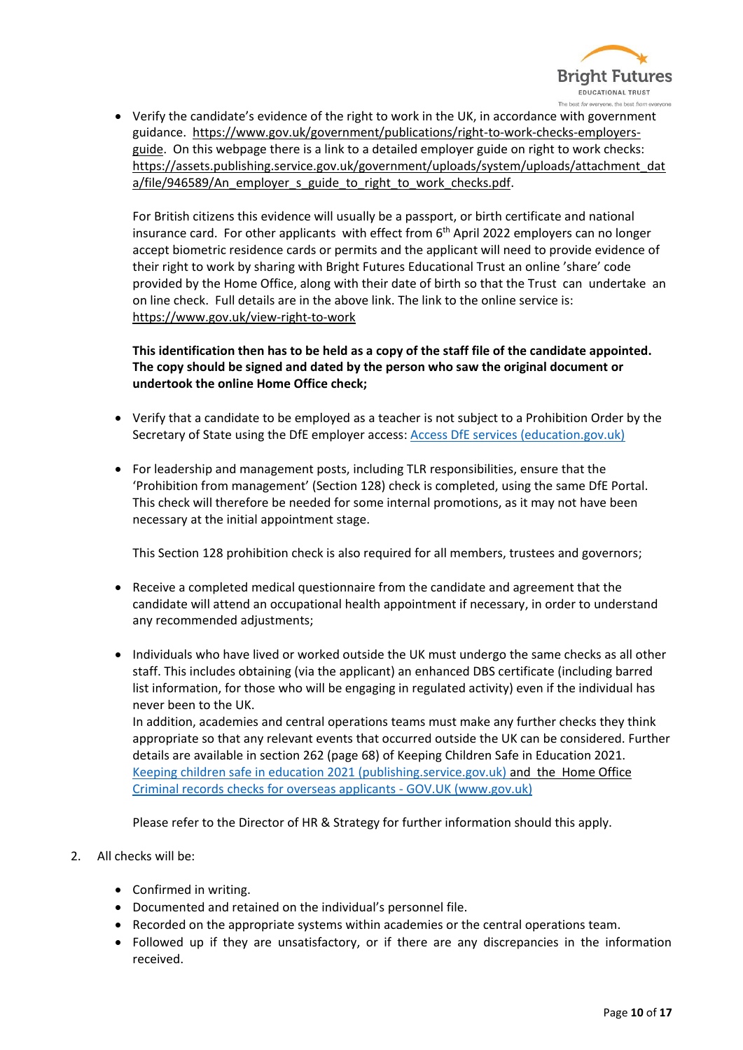- Verify the candidate's evidence of the right to work in the UK, in accordance with government guidance. https://www.gov.uk/government/publications/right-to-work-checks-employers-guide. On this webpage there is a link to a detailed employer guide on right to work checks: https://assets.publishing.service.gov.uk/government/uploads/system/uploads/attachment_data/file/946589/An_employer_s_guide_to_right_to_work_checks.pdf.

  For British citizens this evidence will usually be a passport, or birth certificate and national insurance card. For other applicants with effect from 6th April 2022 employers can no longer accept biometric residence cards or permits and the applicant will need to provide evidence of their right to work by sharing with Bright Futures Educational Trust an online 'share' code provided by the Home Office, along with their date of birth so that the Trust can undertake an on line check. Full details are in the above link. The link to the online service is: https://www.gov.uk/view-right-to-work

  **This identification then has to be held as a copy of the staff file of the candidate appointed. The copy should be signed and dated by the person who saw the original document or undertook the online Home Office check;**

- Verify that a candidate to be employed as a teacher is not subject to a Prohibition Order by the Secretary of State using the DfE employer access: Access DfE services (education.gov.uk)

- For leadership and management posts, including TLR responsibilities, ensure that the 'Prohibition from management' (Section 128) check is completed, using the same DfE Portal. This check will therefore be needed for some internal promotions, as it may not have been necessary at the initial appointment stage.

  This Section 128 prohibition check is also required for all members, trustees and governors;

- Receive a completed medical questionnaire from the candidate and agreement that the candidate will attend an occupational health appointment if necessary, in order to understand any recommended adjustments;

- Individuals who have lived or worked outside the UK must undergo the same checks as all other staff. This includes obtaining (via the applicant) an enhanced DBS certificate (including barred list information, for those who will be engaging in regulated activity) even if the individual has never been to the UK.
  In addition, academies and central operations teams must make any further checks they think appropriate so that any relevant events that occurred outside the UK can be considered. Further details are available in section 262 (page 68) of Keeping Children Safe in Education 2021. Keeping children safe in education 2021 (publishing.service.gov.uk) and the Home Office Criminal records checks for overseas applicants - GOV.UK (www.gov.uk)

  Please refer to the Director of HR & Strategy for further information should this apply.

2. All checks will be:

   - Confirmed in writing.
   - Documented and retained on the individual's personnel file.
   - Recorded on the appropriate systems within academies or the central operations team.
   - Followed up if they are unsatisfactory, or if there are any discrepancies in the information received.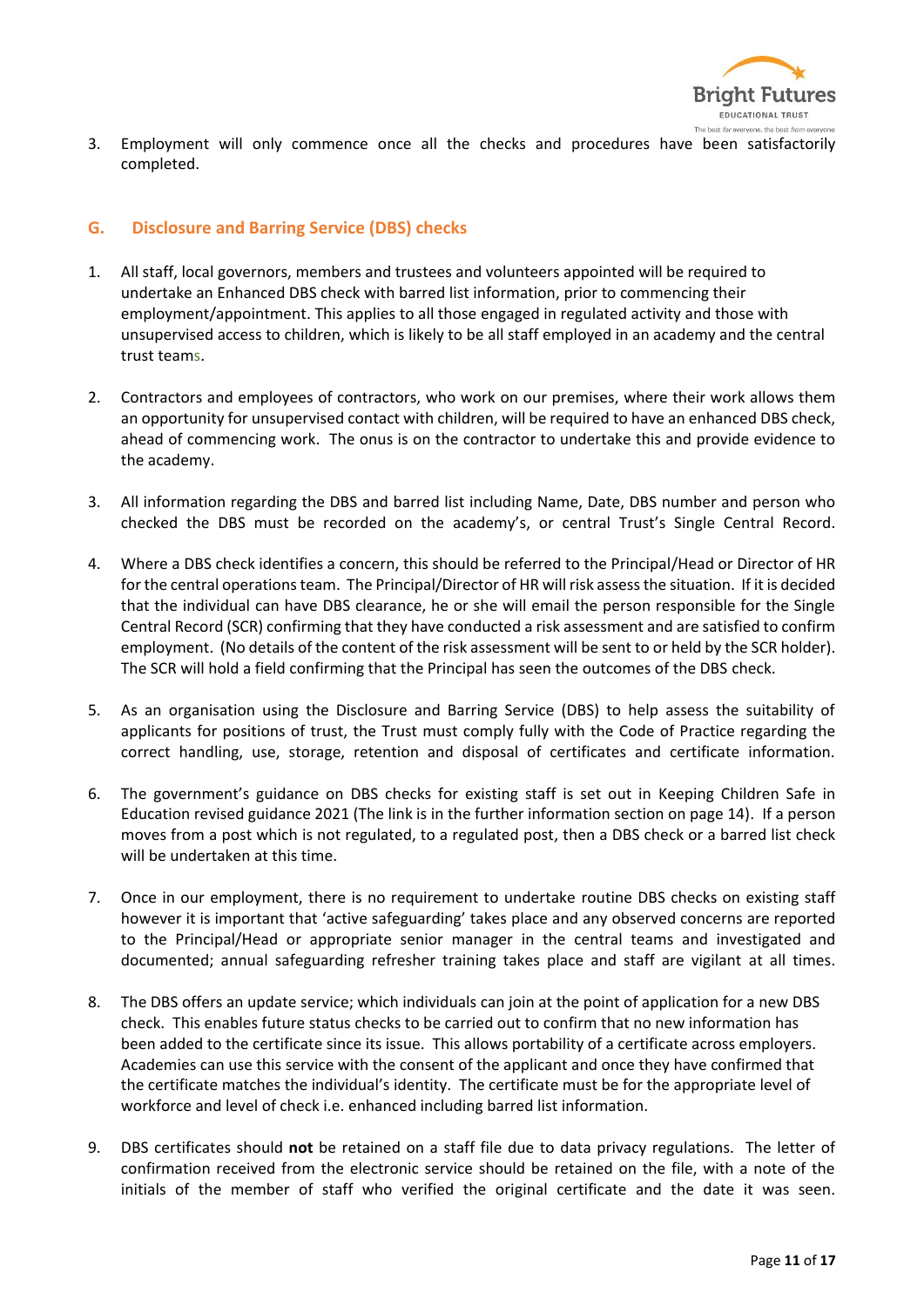3. Employment will only commence once all the checks and procedures have been satisfactorily completed.

## G. Disclosure and Barring Service (DBS) checks

1. All staff, local governors, members and trustees and volunteers appointed will be required to undertake an Enhanced DBS check with barred list information, prior to commencing their employment/appointment. This applies to all those engaged in regulated activity and those with unsupervised access to children, which is likely to be all staff employed in an academy and the central trust teams.

2. Contractors and employees of contractors, who work on our premises, where their work allows them an opportunity for unsupervised contact with children, will be required to have an enhanced DBS check, ahead of commencing work. The onus is on the contractor to undertake this and provide evidence to the academy.

3. All information regarding the DBS and barred list including Name, Date, DBS number and person who checked the DBS must be recorded on the academy's, or central Trust's Single Central Record.

4. Where a DBS check identifies a concern, this should be referred to the Principal/Head or Director of HR for the central operations team. The Principal/Director of HR will risk assess the situation. If it is decided that the individual can have DBS clearance, he or she will email the person responsible for the Single Central Record (SCR) confirming that they have conducted a risk assessment and are satisfied to confirm employment. (No details of the content of the risk assessment will be sent to or held by the SCR holder). The SCR will hold a field confirming that the Principal has seen the outcomes of the DBS check.

5. As an organisation using the Disclosure and Barring Service (DBS) to help assess the suitability of applicants for positions of trust, the Trust must comply fully with the Code of Practice regarding the correct handling, use, storage, retention and disposal of certificates and certificate information.

6. The government's guidance on DBS checks for existing staff is set out in Keeping Children Safe in Education revised guidance 2021 (The link is in the further information section on page 14). If a person moves from a post which is not regulated, to a regulated post, then a DBS check or a barred list check will be undertaken at this time.

7. Once in our employment, there is no requirement to undertake routine DBS checks on existing staff however it is important that 'active safeguarding' takes place and any observed concerns are reported to the Principal/Head or appropriate senior manager in the central teams and investigated and documented; annual safeguarding refresher training takes place and staff are vigilant at all times.

8. The DBS offers an update service; which individuals can join at the point of application for a new DBS check. This enables future status checks to be carried out to confirm that no new information has been added to the certificate since its issue. This allows portability of a certificate across employers. Academies can use this service with the consent of the applicant and once they have confirmed that the certificate matches the individual's identity. The certificate must be for the appropriate level of workforce and level of check i.e. enhanced including barred list information.

9. DBS certificates should **not** be retained on a staff file due to data privacy regulations. The letter of confirmation received from the electronic service should be retained on the file, with a note of the initials of the member of staff who verified the original certificate and the date it was seen.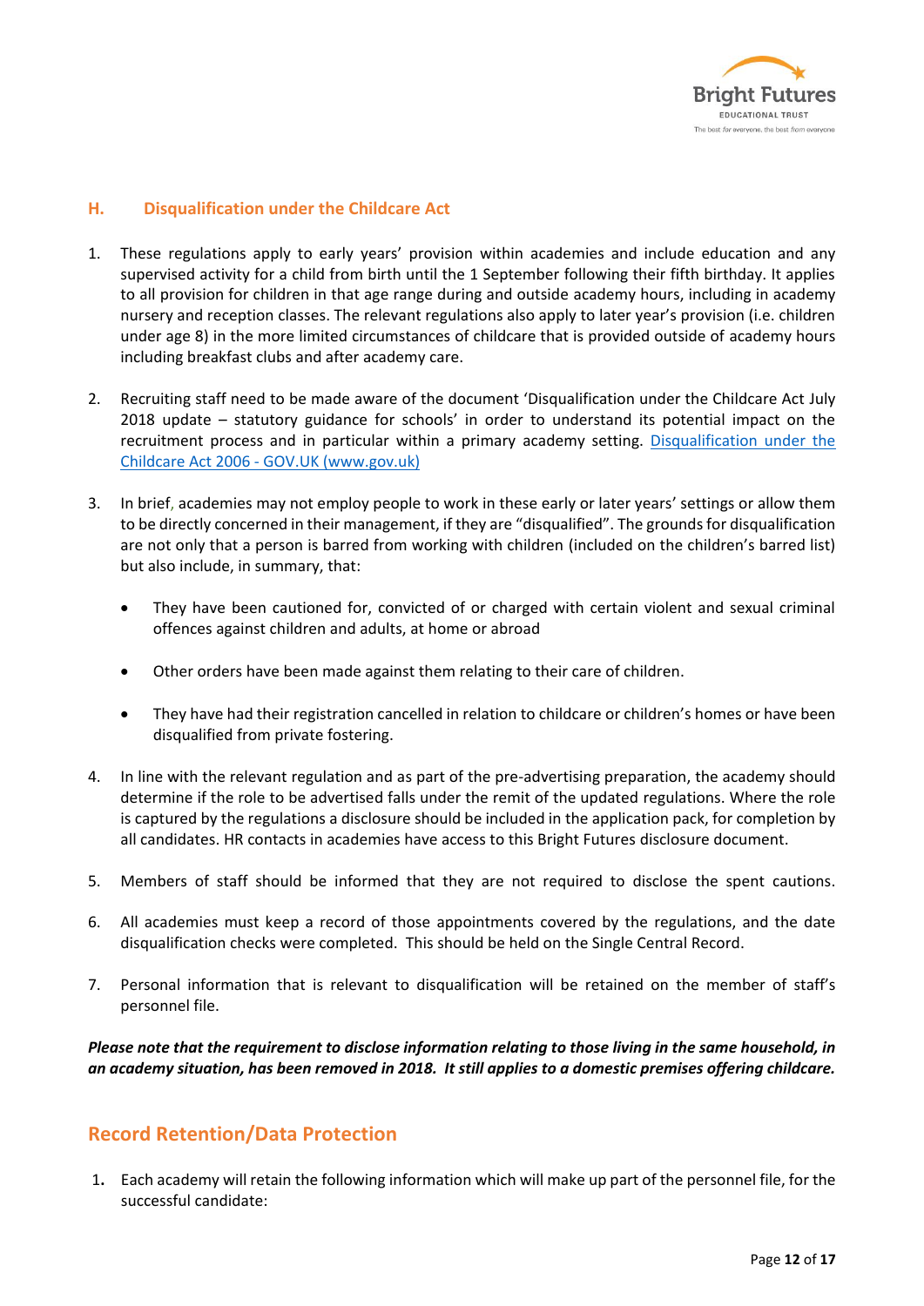## H. Disqualification under the Childcare Act

1. These regulations apply to early years' provision within academies and include education and any supervised activity for a child from birth until the 1 September following their fifth birthday. It applies to all provision for children in that age range during and outside academy hours, including in academy nursery and reception classes. The relevant regulations also apply to later year's provision (i.e. children under age 8) in the more limited circumstances of childcare that is provided outside of academy hours including breakfast clubs and after academy care.

2. Recruiting staff need to be made aware of the document 'Disqualification under the Childcare Act July 2018 update – statutory guidance for schools' in order to understand its potential impact on the recruitment process and in particular within a primary academy setting. [Disqualification under the Childcare Act 2006 - GOV.UK (www.gov.uk)](https://www.gov.uk)

3. In brief, academies may not employ people to work in these early or later years' settings or allow them to be directly concerned in their management, if they are "disqualified". The grounds for disqualification are not only that a person is barred from working with children (included on the children's barred list) but also include, in summary, that:

   - They have been cautioned for, convicted of or charged with certain violent and sexual criminal offences against children and adults, at home or abroad
   - Other orders have been made against them relating to their care of children.
   - They have had their registration cancelled in relation to childcare or children's homes or have been disqualified from private fostering.

4. In line with the relevant regulation and as part of the pre-advertising preparation, the academy should determine if the role to be advertised falls under the remit of the updated regulations. Where the role is captured by the regulations a disclosure should be included in the application pack, for completion by all candidates. HR contacts in academies have access to this Bright Futures disclosure document.

5. Members of staff should be informed that they are not required to disclose the spent cautions.

6. All academies must keep a record of those appointments covered by the regulations, and the date disqualification checks were completed. This should be held on the Single Central Record.

7. Personal information that is relevant to disqualification will be retained on the member of staff's personnel file.

***Please note that the requirement to disclose information relating to those living in the same household, in an academy situation, has been removed in 2018. It still applies to a domestic premises offering childcare.***

## Record Retention/Data Protection

1. Each academy will retain the following information which will make up part of the personnel file, for the successful candidate: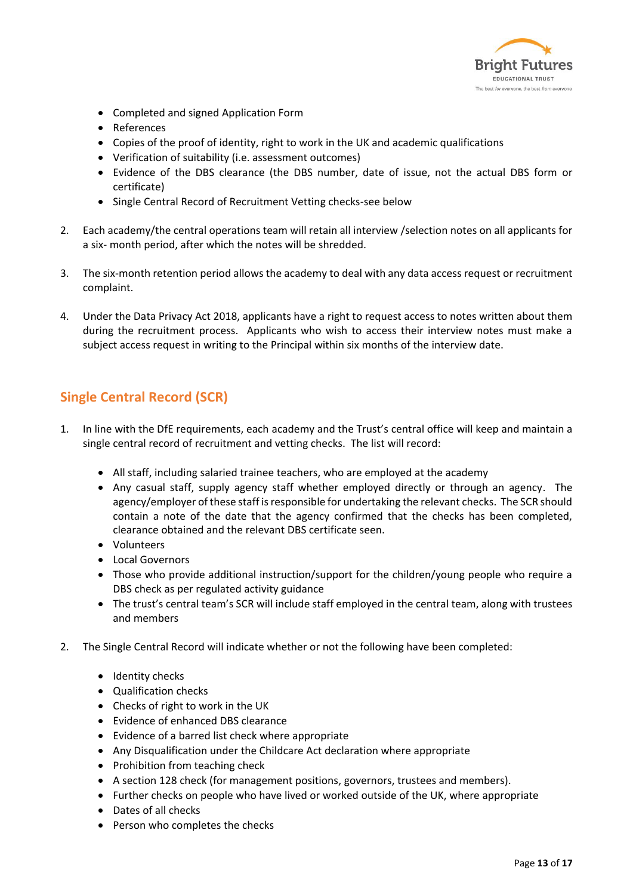- Completed and signed Application Form
- References
- Copies of the proof of identity, right to work in the UK and academic qualifications
- Verification of suitability (i.e. assessment outcomes)
- Evidence of the DBS clearance (the DBS number, date of issue, not the actual DBS form or certificate)
- Single Central Record of Recruitment Vetting checks-see below

2. Each academy/the central operations team will retain all interview /selection notes on all applicants for a six- month period, after which the notes will be shredded.

3. The six-month retention period allows the academy to deal with any data access request or recruitment complaint.

4. Under the Data Privacy Act 2018, applicants have a right to request access to notes written about them during the recruitment process. Applicants who wish to access their interview notes must make a subject access request in writing to the Principal within six months of the interview date.

## Single Central Record (SCR)

1. In line with the DfE requirements, each academy and the Trust's central office will keep and maintain a single central record of recruitment and vetting checks. The list will record:

   - All staff, including salaried trainee teachers, who are employed at the academy
   - Any casual staff, supply agency staff whether employed directly or through an agency. The agency/employer of these staff is responsible for undertaking the relevant checks. The SCR should contain a note of the date that the agency confirmed that the checks has been completed, clearance obtained and the relevant DBS certificate seen.
   - Volunteers
   - Local Governors
   - Those who provide additional instruction/support for the children/young people who require a DBS check as per regulated activity guidance
   - The trust's central team's SCR will include staff employed in the central team, along with trustees and members

2. The Single Central Record will indicate whether or not the following have been completed:

   - Identity checks
   - Qualification checks
   - Checks of right to work in the UK
   - Evidence of enhanced DBS clearance
   - Evidence of a barred list check where appropriate
   - Any Disqualification under the Childcare Act declaration where appropriate
   - Prohibition from teaching check
   - A section 128 check (for management positions, governors, trustees and members).
   - Further checks on people who have lived or worked outside of the UK, where appropriate
   - Dates of all checks
   - Person who completes the checks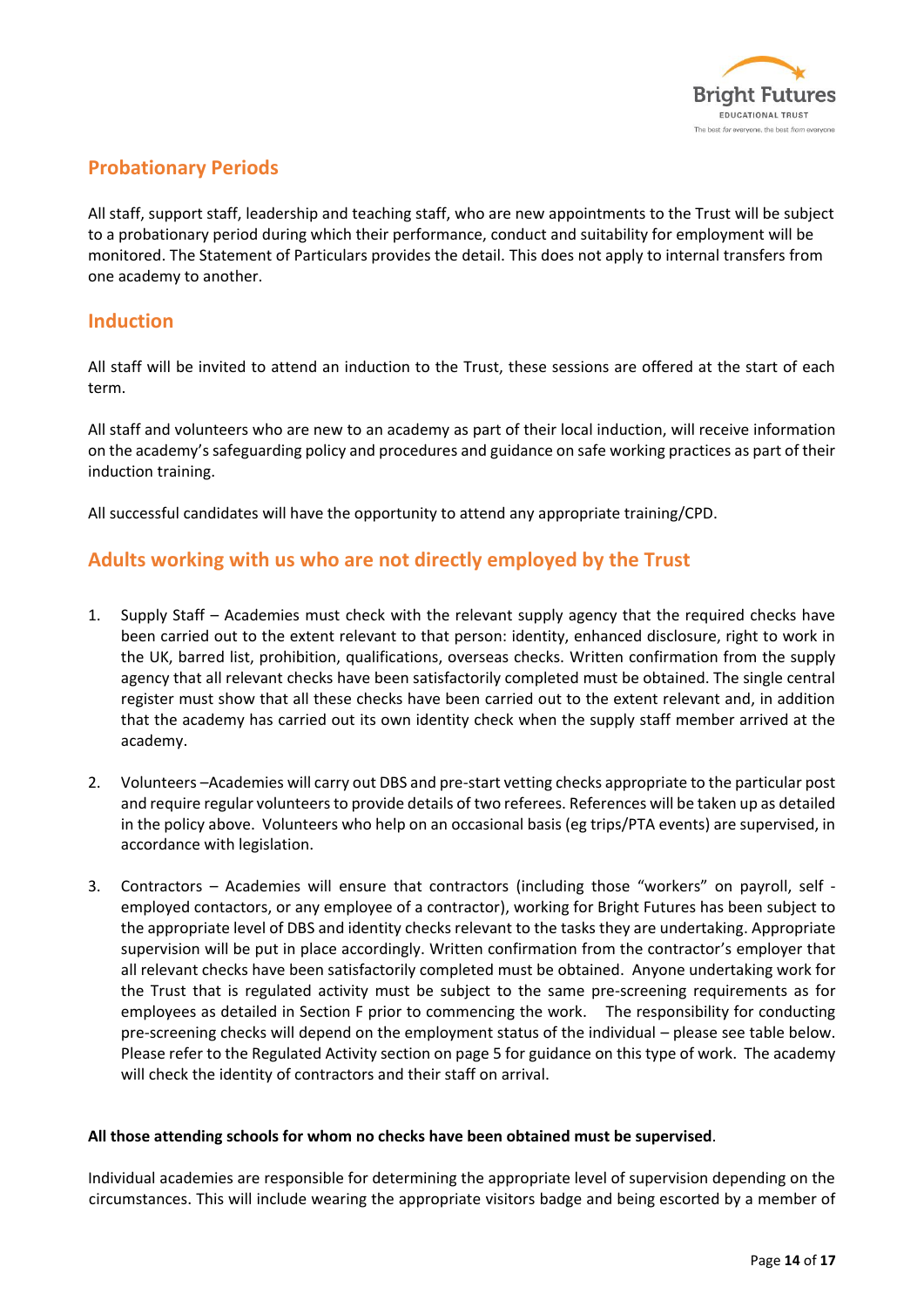## Probationary Periods

All staff, support staff, leadership and teaching staff, who are new appointments to the Trust will be subject to a probationary period during which their performance, conduct and suitability for employment will be monitored. The Statement of Particulars provides the detail. This does not apply to internal transfers from one academy to another.

## Induction

All staff will be invited to attend an induction to the Trust, these sessions are offered at the start of each term.

All staff and volunteers who are new to an academy as part of their local induction, will receive information on the academy's safeguarding policy and procedures and guidance on safe working practices as part of their induction training.

All successful candidates will have the opportunity to attend any appropriate training/CPD.

## Adults working with us who are not directly employed by the Trust

1. Supply Staff – Academies must check with the relevant supply agency that the required checks have been carried out to the extent relevant to that person: identity, enhanced disclosure, right to work in the UK, barred list, prohibition, qualifications, overseas checks. Written confirmation from the supply agency that all relevant checks have been satisfactorily completed must be obtained. The single central register must show that all these checks have been carried out to the extent relevant and, in addition that the academy has carried out its own identity check when the supply staff member arrived at the academy.

2. Volunteers –Academies will carry out DBS and pre-start vetting checks appropriate to the particular post and require regular volunteers to provide details of two referees. References will be taken up as detailed in the policy above. Volunteers who help on an occasional basis (eg trips/PTA events) are supervised, in accordance with legislation.

3. Contractors – Academies will ensure that contractors (including those "workers" on payroll, self - employed contactors, or any employee of a contractor), working for Bright Futures has been subject to the appropriate level of DBS and identity checks relevant to the tasks they are undertaking. Appropriate supervision will be put in place accordingly. Written confirmation from the contractor's employer that all relevant checks have been satisfactorily completed must be obtained. Anyone undertaking work for the Trust that is regulated activity must be subject to the same pre-screening requirements as for employees as detailed in Section F prior to commencing the work. The responsibility for conducting pre-screening checks will depend on the employment status of the individual – please see table below. Please refer to the Regulated Activity section on page 5 for guidance on this type of work. The academy will check the identity of contractors and their staff on arrival.

**All those attending schools for whom no checks have been obtained must be supervised**.

Individual academies are responsible for determining the appropriate level of supervision depending on the circumstances. This will include wearing the appropriate visitors badge and being escorted by a member of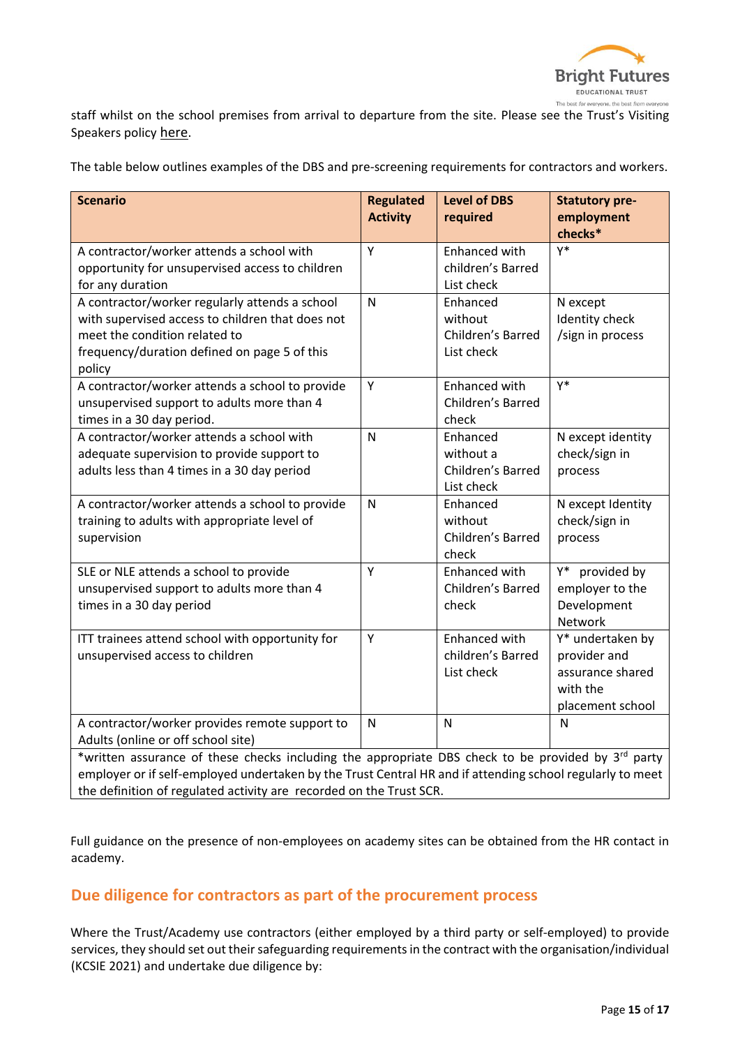staff whilst on the school premises from arrival to departure from the site. Please see the Trust's Visiting Speakers policy here.

The table below outlines examples of the DBS and pre-screening requirements for contractors and workers.

| Scenario | Regulated Activity | Level of DBS required | Statutory pre-employment checks* |
|---|---|---|---|
| A contractor/worker attends a school with opportunity for unsupervised access to children for any duration | Y | Enhanced with children's Barred List check | Y* |
| A contractor/worker regularly attends a school with supervised access to children that does not meet the condition related to frequency/duration defined on page 5 of this policy | N | Enhanced without Children's Barred List check | N except Identity check /sign in process |
| A contractor/worker attends a school to provide unsupervised support to adults more than 4 times in a 30 day period. | Y | Enhanced with Children's Barred check | Y* |
| A contractor/worker attends a school with adequate supervision to provide support to adults less than 4 times in a 30 day period | N | Enhanced without a Children's Barred List check | N except identity check/sign in process |
| A contractor/worker attends a school to provide training to adults with appropriate level of supervision | N | Enhanced without Children's Barred check | N except Identity check/sign in process |
| SLE or NLE attends a school to provide unsupervised support to adults more than 4 times in a 30 day period | Y | Enhanced with Children's Barred check | Y* provided by employer to the Development Network |
| ITT trainees attend school with opportunity for unsupervised access to children | Y | Enhanced with children's Barred List check | Y* undertaken by provider and assurance shared with the placement school |
| A contractor/worker provides remote support to Adults (online or off school site) | N | N | N |
| *written assurance of these checks including the appropriate DBS check to be provided by 3rd party employer or if self-employed undertaken by the Trust Central HR and if attending school regularly to meet the definition of regulated activity are recorded on the Trust SCR. | | | |

Full guidance on the presence of non-employees on academy sites can be obtained from the HR contact in academy.

## Due diligence for contractors as part of the procurement process

Where the Trust/Academy use contractors (either employed by a third party or self-employed) to provide services, they should set out their safeguarding requirements in the contract with the organisation/individual (KCSIE 2021) and undertake due diligence by: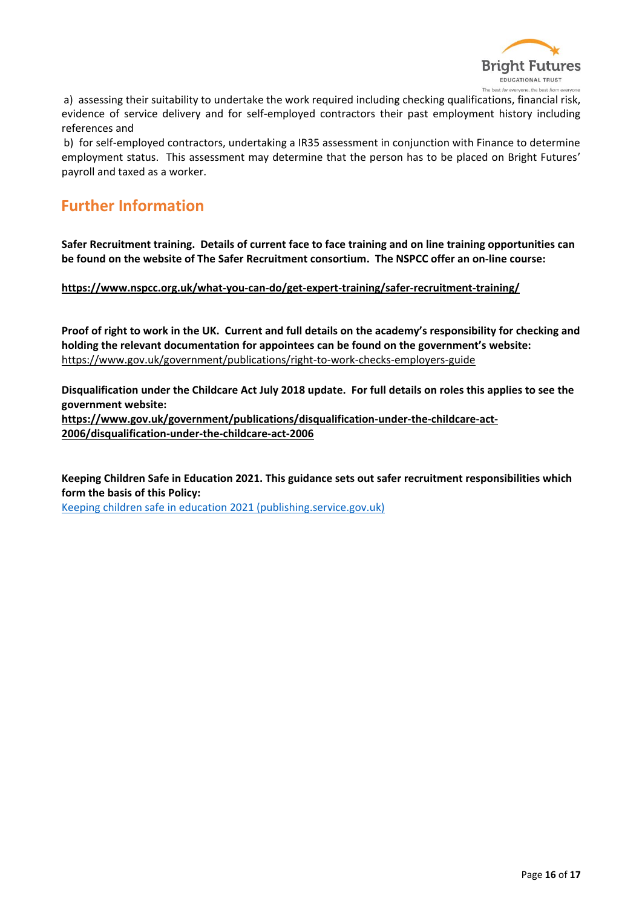a) assessing their suitability to undertake the work required including checking qualifications, financial risk, evidence of service delivery and for self-employed contractors their past employment history including references and

b) for self-employed contractors, undertaking a IR35 assessment in conjunction with Finance to determine employment status. This assessment may determine that the person has to be placed on Bright Futures' payroll and taxed as a worker.

## Further Information

**Safer Recruitment training. Details of current face to face training and on line training opportunities can be found on the website of The Safer Recruitment consortium. The NSPCC offer an on-line course:**

**https://www.nspcc.org.uk/what-you-can-do/get-expert-training/safer-recruitment-training/**

**Proof of right to work in the UK. Current and full details on the academy's responsibility for checking and holding the relevant documentation for appointees can be found on the government's website:**
https://www.gov.uk/government/publications/right-to-work-checks-employers-guide

**Disqualification under the Childcare Act July 2018 update. For full details on roles this applies to see the government website:**
**https://www.gov.uk/government/publications/disqualification-under-the-childcare-act-2006/disqualification-under-the-childcare-act-2006**

**Keeping Children Safe in Education 2021. This guidance sets out safer recruitment responsibilities which form the basis of this Policy:**
Keeping children safe in education 2021 (publishing.service.gov.uk)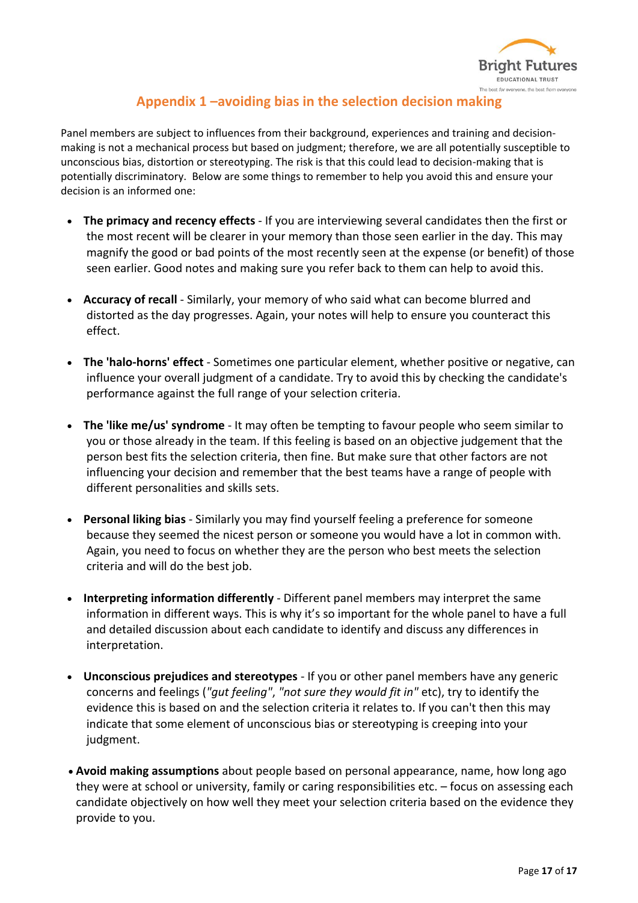## Appendix 1 –avoiding bias in the selection decision making

Panel members are subject to influences from their background, experiences and training and decision-making is not a mechanical process but based on judgment; therefore, we are all potentially susceptible to unconscious bias, distortion or stereotyping. The risk is that this could lead to decision-making that is potentially discriminatory. Below are some things to remember to help you avoid this and ensure your decision is an informed one:

- **The primacy and recency effects** - If you are interviewing several candidates then the first or the most recent will be clearer in your memory than those seen earlier in the day. This may magnify the good or bad points of the most recently seen at the expense (or benefit) of those seen earlier. Good notes and making sure you refer back to them can help to avoid this.

- **Accuracy of recall** - Similarly, your memory of who said what can become blurred and distorted as the day progresses. Again, your notes will help to ensure you counteract this effect.

- **The 'halo-horns' effect** - Sometimes one particular element, whether positive or negative, can influence your overall judgment of a candidate. Try to avoid this by checking the candidate's performance against the full range of your selection criteria.

- **The 'like me/us' syndrome** - It may often be tempting to favour people who seem similar to you or those already in the team. If this feeling is based on an objective judgement that the person best fits the selection criteria, then fine. But make sure that other factors are not influencing your decision and remember that the best teams have a range of people with different personalities and skills sets.

- **Personal liking bias** - Similarly you may find yourself feeling a preference for someone because they seemed the nicest person or someone you would have a lot in common with. Again, you need to focus on whether they are the person who best meets the selection criteria and will do the best job.

- **Interpreting information differently** - Different panel members may interpret the same information in different ways. This is why it's so important for the whole panel to have a full and detailed discussion about each candidate to identify and discuss any differences in interpretation.

- **Unconscious prejudices and stereotypes** - If you or other panel members have any generic concerns and feelings (*"gut feeling"*, *"not sure they would fit in"* etc), try to identify the evidence this is based on and the selection criteria it relates to. If you can't then this may indicate that some element of unconscious bias or stereotyping is creeping into your judgment.

- **Avoid making assumptions** about people based on personal appearance, name, how long ago they were at school or university, family or caring responsibilities etc. – focus on assessing each candidate objectively on how well they meet your selection criteria based on the evidence they provide to you.